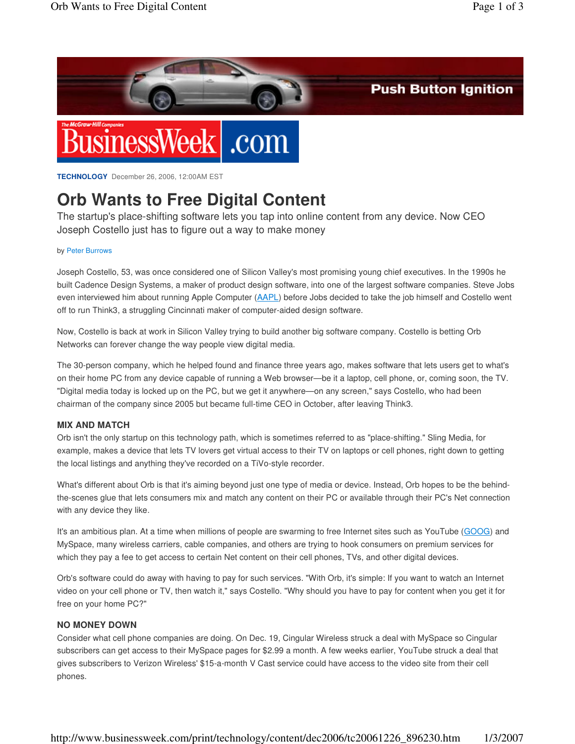TECHNOLOGY December 26, 2006, 12:00AM EST

# Orb Wants to Free Digital Content

The startup's place-shifting software lets you tap into online content from any device. Now CEO Joseph Costello just has to figure out a way to make money

by Peter Burrows

Joseph Costello, 53, was once considered one of Silicon Valley's most promising young chief executives. In the 1990s he built Cadence Design Systems, a maker of product design software, into one of the largest software companies. Steve Jobs even interviewed him about running Apple Computer (AAPL) before Jobs decided to take the job himself and Costello went off to run Think3, a struggling Cincinnati maker of computer-aided design software.

Now, Costello is back at work in Silicon Valley trying to build another big software company. Costello is betting Orb Networks can forever change the way people view digital media.

The 30-person company, which he helped found and finance three years ago, makes software that lets users get to what's on their home PC from any device capable of running a Web browser—be it a laptop, cell phone, or, coming soon, the TV. "Digital media today is locked up on the PC, but we get it anywhere—on any screen," says Costello, who had been chairman of the company since 2005 but became full-time CEO in October, after leaving Think3.

## MIX AND MATCH

Orb isn't the only startup on this technology path, which is sometimes referred to as "place-shifting." Sling Media, for example, makes a device that lets TV lovers get virtual access to their TV on laptops or cell phones, right down to getting the local listings and anything they've recorded on a TiVo-style recorder.

What's different about Orb is that it's aiming beyond just one type of media or device. Instead, Orb hopes to be the behind-the-scenes glue that lets consumers mix and match any content on their PC or available through their PC's Net connection with any device they like.

It's an ambitious plan. At a time when millions of people are swarming to free Internet sites such as YouTube (GOOG) and MySpace, many wireless carriers, cable companies, and others are trying to hook consumers on premium services for which they pay a fee to get access to certain Net content on their cell phones, TVs, and other digital devices.

Orb's software could do away with having to pay for such services. "With Orb, it's simple: If you want to watch an Internet video on your cell phone or TV, then watch it," says Costello. "Why should you have to pay for content when you get it for free on your home PC?"

## NO MONEY DOWN

Consider what cell phone companies are doing. On Dec. 19, Cingular Wireless struck a deal with MySpace so Cingular subscribers can get access to their MySpace pages for $2.99 a month. A few weeks earlier, YouTube struck a deal that gives subscribers to Verizon Wireless' $15-a-month V Cast service could have access to the video site from their cell phones.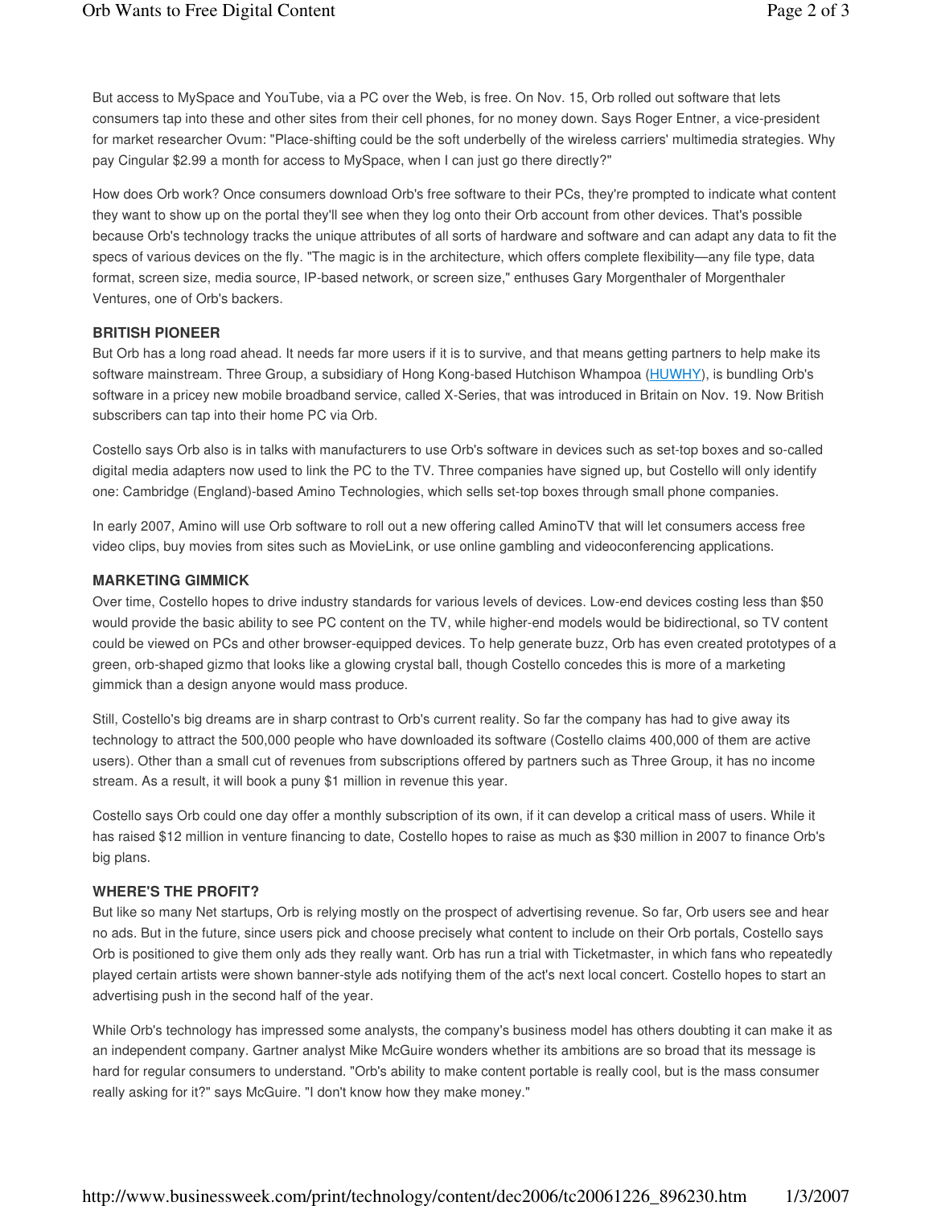But access to MySpace and YouTube, via a PC over the Web, is free. On Nov. 15, Orb rolled out software that lets consumers tap into these and other sites from their cell phones, for no money down. Says Roger Entner, a vice-president for market researcher Ovum: "Place-shifting could be the soft underbelly of the wireless carriers' multimedia strategies. Why pay Cingular $2.99 a month for access to MySpace, when I can just go there directly?"

How does Orb work? Once consumers download Orb's free software to their PCs, they're prompted to indicate what content they want to show up on the portal they'll see when they log onto their Orb account from other devices. That's possible because Orb's technology tracks the unique attributes of all sorts of hardware and software and can adapt any data to fit the specs of various devices on the fly. "The magic is in the architecture, which offers complete flexibility—any file type, data format, screen size, media source, IP-based network, or screen size," enthuses Gary Morgenthaler of Morgenthaler Ventures, one of Orb's backers.

### BRITISH PIONEER

But Orb has a long road ahead. It needs far more users if it is to survive, and that means getting partners to help make its software mainstream. Three Group, a subsidiary of Hong Kong-based Hutchison Whampoa (HUWHY), is bundling Orb's software in a pricey new mobile broadband service, called X-Series, that was introduced in Britain on Nov. 19. Now British subscribers can tap into their home PC via Orb.

Costello says Orb also is in talks with manufacturers to use Orb's software in devices such as set-top boxes and so-called digital media adapters now used to link the PC to the TV. Three companies have signed up, but Costello will only identify one: Cambridge (England)-based Amino Technologies, which sells set-top boxes through small phone companies.

In early 2007, Amino will use Orb software to roll out a new offering called AminoTV that will let consumers access free video clips, buy movies from sites such as MovieLink, or use online gambling and videoconferencing applications.

### MARKETING GIMMICK

Over time, Costello hopes to drive industry standards for various levels of devices. Low-end devices costing less than $50 would provide the basic ability to see PC content on the TV, while higher-end models would be bidirectional, so TV content could be viewed on PCs and other browser-equipped devices. To help generate buzz, Orb has even created prototypes of a green, orb-shaped gizmo that looks like a glowing crystal ball, though Costello concedes this is more of a marketing gimmick than a design anyone would mass produce.

Still, Costello's big dreams are in sharp contrast to Orb's current reality. So far the company has had to give away its technology to attract the 500,000 people who have downloaded its software (Costello claims 400,000 of them are active users). Other than a small cut of revenues from subscriptions offered by partners such as Three Group, it has no income stream. As a result, it will book a puny $1 million in revenue this year.

Costello says Orb could one day offer a monthly subscription of its own, if it can develop a critical mass of users. While it has raised $12 million in venture financing to date, Costello hopes to raise as much as $30 million in 2007 to finance Orb's big plans.

### WHERE'S THE PROFIT?

But like so many Net startups, Orb is relying mostly on the prospect of advertising revenue. So far, Orb users see and hear no ads. But in the future, since users pick and choose precisely what content to include on their Orb portals, Costello says Orb is positioned to give them only ads they really want. Orb has run a trial with Ticketmaster, in which fans who repeatedly played certain artists were shown banner-style ads notifying them of the act's next local concert. Costello hopes to start an advertising push in the second half of the year.

While Orb's technology has impressed some analysts, the company's business model has others doubting it can make it as an independent company. Gartner analyst Mike McGuire wonders whether its ambitions are so broad that its message is hard for regular consumers to understand. "Orb's ability to make content portable is really cool, but is the mass consumer really asking for it?" says McGuire. "I don't know how they make money."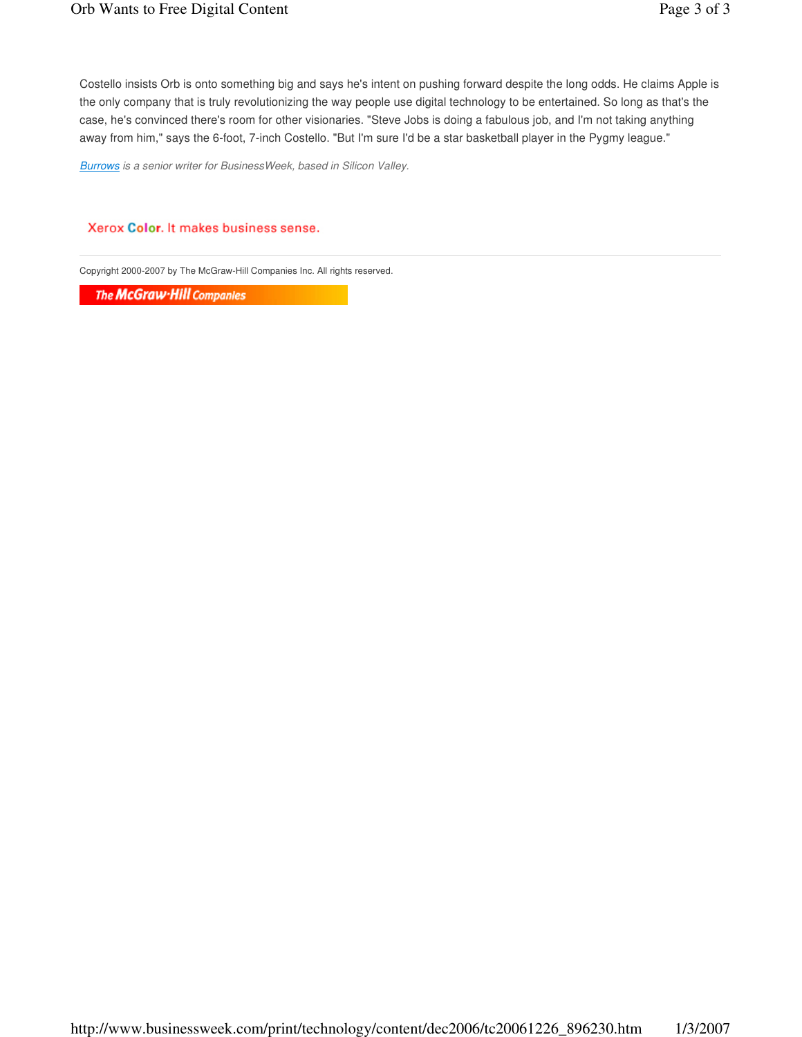Costello insists Orb is onto something big and says he's intent on pushing forward despite the long odds. He claims Apple is the only company that is truly revolutionizing the way people use digital technology to be entertained. So long as that's the case, he's convinced there's room for other visionaries. "Steve Jobs is doing a fabulous job, and I'm not taking anything away from him," says the 6-foot, 7-inch Costello. "But I'm sure I'd be a star basketball player in the Pygmy league."

*Burrows is a senior writer for BusinessWeek, based in Silicon Valley.*

Xerox Color. It makes business sense.

---

Copyright 2000-2007 by The McGraw-Hill Companies Inc. All rights reserved.

The McGraw-Hill Companies